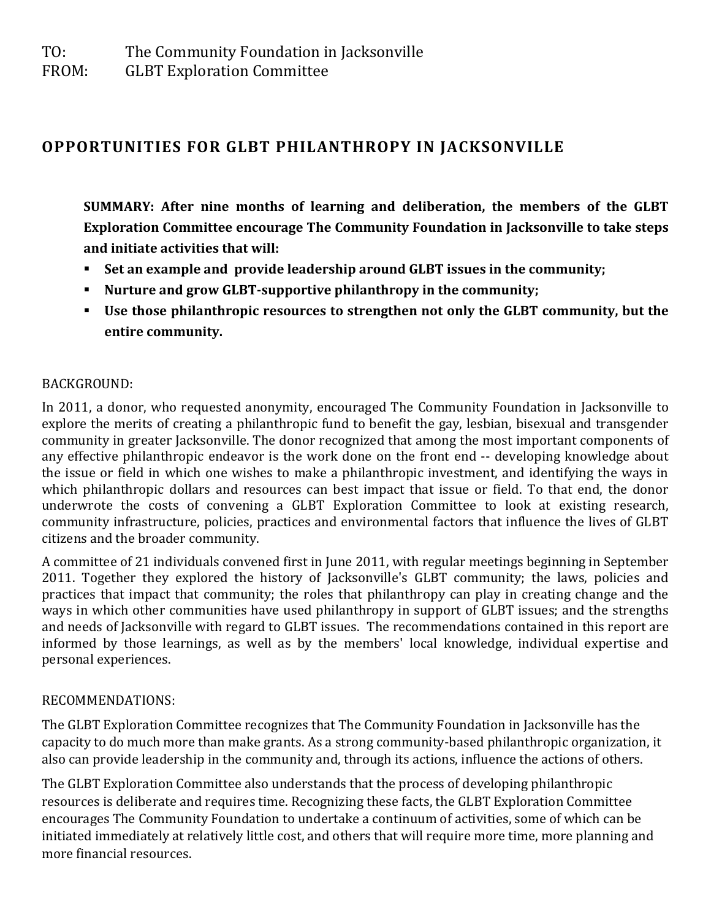TO: The Community Foundation in Jacksonville
FROM: GLBT Exploration Committee

## OPPORTUNITIES FOR GLBT PHILANTHROPY IN JACKSONVILLE

**SUMMARY: After nine months of learning and deliberation, the members of the GLBT Exploration Committee encourage The Community Foundation in Jacksonville to take steps and initiate activities that will:**

- **Set an example and provide leadership around GLBT issues in the community;**
- **Nurture and grow GLBT-supportive philanthropy in the community;**
- **Use those philanthropic resources to strengthen not only the GLBT community, but the entire community.**

BACKGROUND:

In 2011, a donor, who requested anonymity, encouraged The Community Foundation in Jacksonville to explore the merits of creating a philanthropic fund to benefit the gay, lesbian, bisexual and transgender community in greater Jacksonville. The donor recognized that among the most important components of any effective philanthropic endeavor is the work done on the front end -- developing knowledge about the issue or field in which one wishes to make a philanthropic investment, and identifying the ways in which philanthropic dollars and resources can best impact that issue or field. To that end, the donor underwrote the costs of convening a GLBT Exploration Committee to look at existing research, community infrastructure, policies, practices and environmental factors that influence the lives of GLBT citizens and the broader community.

A committee of 21 individuals convened first in June 2011, with regular meetings beginning in September 2011. Together they explored the history of Jacksonville's GLBT community; the laws, policies and practices that impact that community; the roles that philanthropy can play in creating change and the ways in which other communities have used philanthropy in support of GLBT issues; and the strengths and needs of Jacksonville with regard to GLBT issues. The recommendations contained in this report are informed by those learnings, as well as by the members' local knowledge, individual expertise and personal experiences.

RECOMMENDATIONS:

The GLBT Exploration Committee recognizes that The Community Foundation in Jacksonville has the capacity to do much more than make grants. As a strong community-based philanthropic organization, it also can provide leadership in the community and, through its actions, influence the actions of others.

The GLBT Exploration Committee also understands that the process of developing philanthropic resources is deliberate and requires time. Recognizing these facts, the GLBT Exploration Committee encourages The Community Foundation to undertake a continuum of activities, some of which can be initiated immediately at relatively little cost, and others that will require more time, more planning and more financial resources.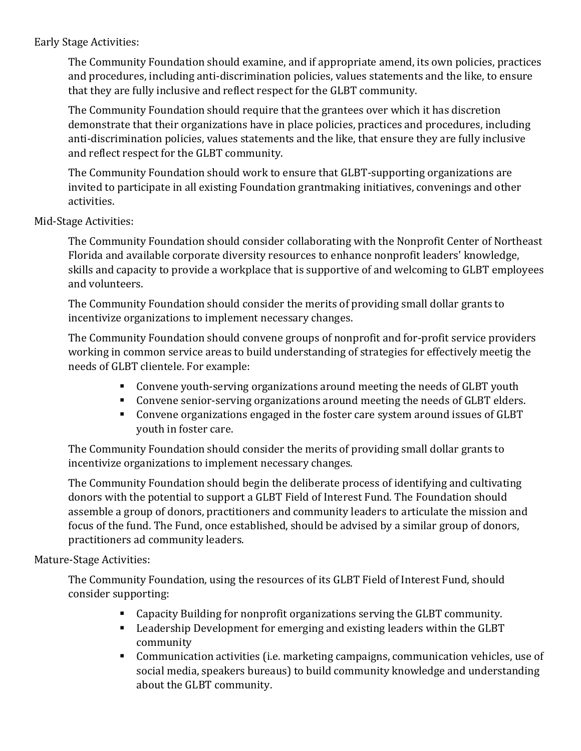Early Stage Activities:

The Community Foundation should examine, and if appropriate amend, its own policies, practices and procedures, including anti-discrimination policies, values statements and the like, to ensure that they are fully inclusive and reflect respect for the GLBT community.

The Community Foundation should require that the grantees over which it has discretion demonstrate that their organizations have in place policies, practices and procedures, including anti-discrimination policies, values statements and the like, that ensure they are fully inclusive and reflect respect for the GLBT community.

The Community Foundation should work to ensure that GLBT-supporting organizations are invited to participate in all existing Foundation grantmaking initiatives, convenings and other activities.

Mid-Stage Activities:

The Community Foundation should consider collaborating with the Nonprofit Center of Northeast Florida and available corporate diversity resources to enhance nonprofit leaders' knowledge, skills and capacity to provide a workplace that is supportive of and welcoming to GLBT employees and volunteers.

The Community Foundation should consider the merits of providing small dollar grants to incentivize organizations to implement necessary changes.

The Community Foundation should convene groups of nonprofit and for-profit service providers working in common service areas to build understanding of strategies for effectively meetig the needs of GLBT clientele. For example:

- Convene youth-serving organizations around meeting the needs of GLBT youth
- Convene senior-serving organizations around meeting the needs of GLBT elders.
- Convene organizations engaged in the foster care system around issues of GLBT youth in foster care.

The Community Foundation should consider the merits of providing small dollar grants to incentivize organizations to implement necessary changes.

The Community Foundation should begin the deliberate process of identifying and cultivating donors with the potential to support a GLBT Field of Interest Fund. The Foundation should assemble a group of donors, practitioners and community leaders to articulate the mission and focus of the fund. The Fund, once established, should be advised by a similar group of donors, practitioners ad community leaders.

Mature-Stage Activities:

The Community Foundation, using the resources of its GLBT Field of Interest Fund, should consider supporting:

- Capacity Building for nonprofit organizations serving the GLBT community.
- Leadership Development for emerging and existing leaders within the GLBT community
- Communication activities (i.e. marketing campaigns, communication vehicles, use of social media, speakers bureaus) to build community knowledge and understanding about the GLBT community.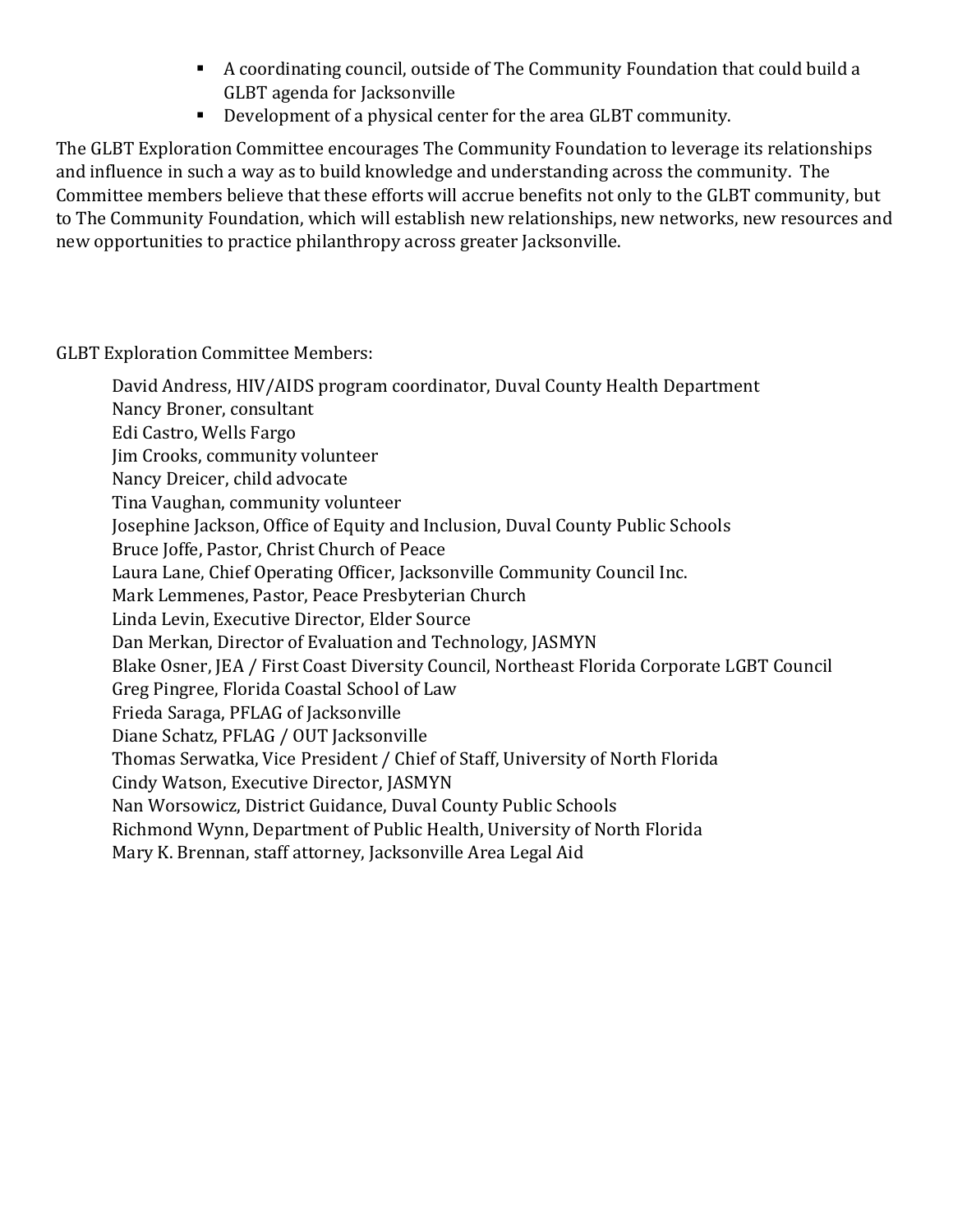- A coordinating council, outside of The Community Foundation that could build a GLBT agenda for Jacksonville
- Development of a physical center for the area GLBT community.

The GLBT Exploration Committee encourages The Community Foundation to leverage its relationships and influence in such a way as to build knowledge and understanding across the community. The Committee members believe that these efforts will accrue benefits not only to the GLBT community, but to The Community Foundation, which will establish new relationships, new networks, new resources and new opportunities to practice philanthropy across greater Jacksonville.

GLBT Exploration Committee Members:

David Andress, HIV/AIDS program coordinator, Duval County Health Department
Nancy Broner, consultant
Edi Castro, Wells Fargo
Jim Crooks, community volunteer
Nancy Dreicer, child advocate
Tina Vaughan, community volunteer
Josephine Jackson, Office of Equity and Inclusion, Duval County Public Schools
Bruce Joffe, Pastor, Christ Church of Peace
Laura Lane, Chief Operating Officer, Jacksonville Community Council Inc.
Mark Lemmenes, Pastor, Peace Presbyterian Church
Linda Levin, Executive Director, Elder Source
Dan Merkan, Director of Evaluation and Technology, JASMYN
Blake Osner, JEA / First Coast Diversity Council, Northeast Florida Corporate LGBT Council
Greg Pingree, Florida Coastal School of Law
Frieda Saraga, PFLAG of Jacksonville
Diane Schatz, PFLAG / OUT Jacksonville
Thomas Serwatka, Vice President / Chief of Staff, University of North Florida
Cindy Watson, Executive Director, JASMYN
Nan Worsowicz, District Guidance, Duval County Public Schools
Richmond Wynn, Department of Public Health, University of North Florida
Mary K. Brennan, staff attorney, Jacksonville Area Legal Aid